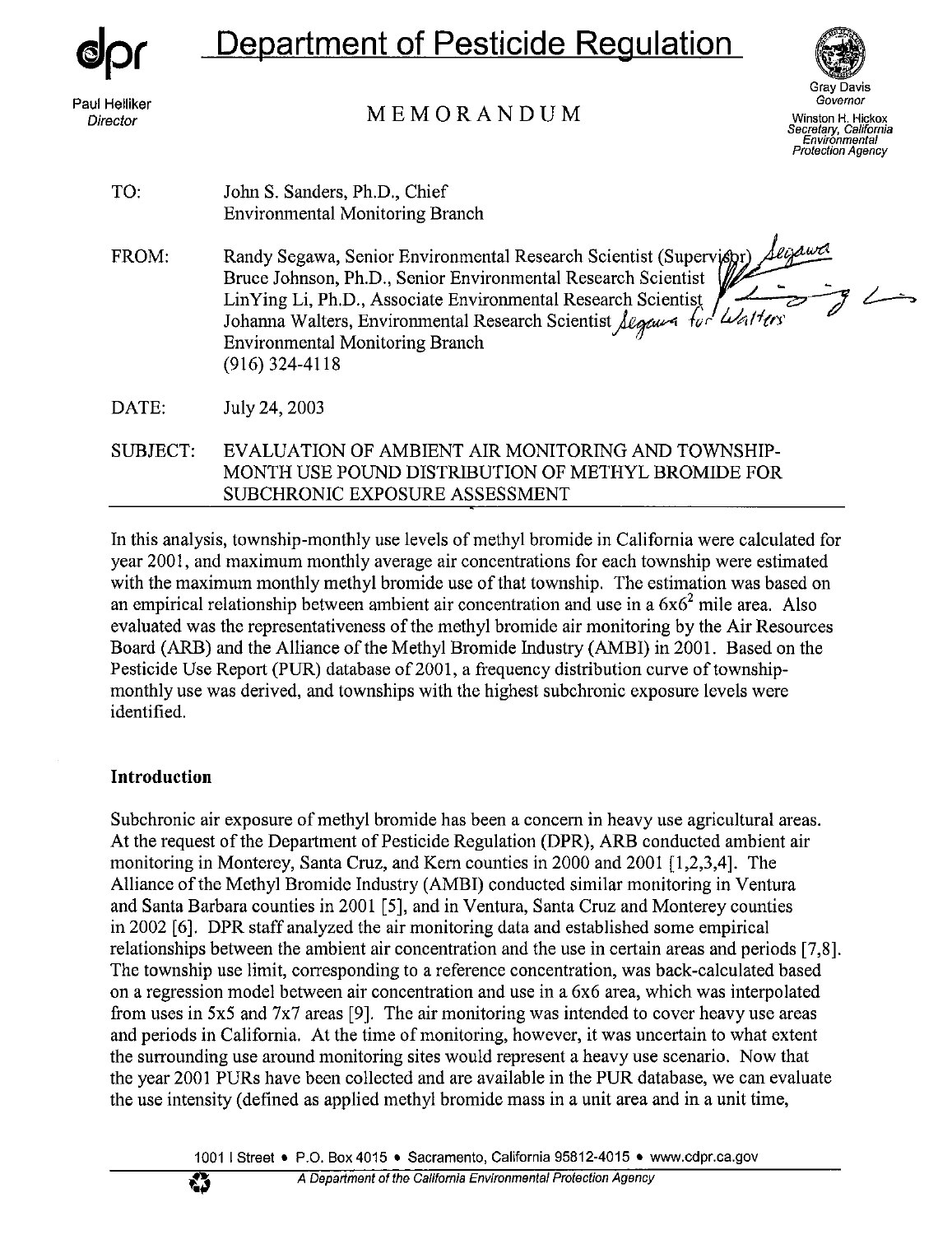# Department of Pesticide Regulation

Paul Helliker
*Director*

MEMORANDUM

Gray Davis
*Governor*

Winston H. Hickox
*Secretary, California Environmental Protection Agency*

TO: John S. Sanders, Ph.D., Chief
Environmental Monitoring Branch

FROM: Randy Segawa, Senior Environmental Research Scientist (Supervisor)
Bruce Johnson, Ph.D., Senior Environmental Research Scientist
LinYing Li, Ph.D., Associate Environmental Research Scientist
Johanna Walters, Environmental Research Scientist
Environmental Monitoring Branch
(916) 324-4118

DATE: July 24, 2003

SUBJECT: EVALUATION OF AMBIENT AIR MONITORING AND TOWNSHIP-MONTH USE POUND DISTRIBUTION OF METHYL BROMIDE FOR SUBCHRONIC EXPOSURE ASSESSMENT

In this analysis, township-monthly use levels of methyl bromide in California were calculated for year 2001, and maximum monthly average air concentrations for each township were estimated with the maximum monthly methyl bromide use of that township. The estimation was based on an empirical relationship between ambient air concentration and use in a $6x6^2$ mile area. Also evaluated was the representativeness of the methyl bromide air monitoring by the Air Resources Board (ARB) and the Alliance of the Methyl Bromide Industry (AMBI) in 2001. Based on the Pesticide Use Report (PUR) database of 2001, a frequency distribution curve of township-monthly use was derived, and townships with the highest subchronic exposure levels were identified.

## Introduction

Subchronic air exposure of methyl bromide has been a concern in heavy use agricultural areas. At the request of the Department of Pesticide Regulation (DPR), ARB conducted ambient air monitoring in Monterey, Santa Cruz, and Kern counties in 2000 and 2001 [1,2,3,4]. The Alliance of the Methyl Bromide Industry (AMBI) conducted similar monitoring in Ventura and Santa Barbara counties in 2001 [5], and in Ventura, Santa Cruz and Monterey counties in 2002 [6]. DPR staff analyzed the air monitoring data and established some empirical relationships between the ambient air concentration and the use in certain areas and periods [7,8]. The township use limit, corresponding to a reference concentration, was back-calculated based on a regression model between air concentration and use in a 6x6 area, which was interpolated from uses in 5x5 and 7x7 areas [9]. The air monitoring was intended to cover heavy use areas and periods in California. At the time of monitoring, however, it was uncertain to what extent the surrounding use around monitoring sites would represent a heavy use scenario. Now that the year 2001 PURs have been collected and are available in the PUR database, we can evaluate the use intensity (defined as applied methyl bromide mass in a unit area and in a unit time,

1001 I Street • P.O. Box 4015 • Sacramento, California 95812-4015 • www.cdpr.ca.gov

*A Department of the California Environmental Protection Agency*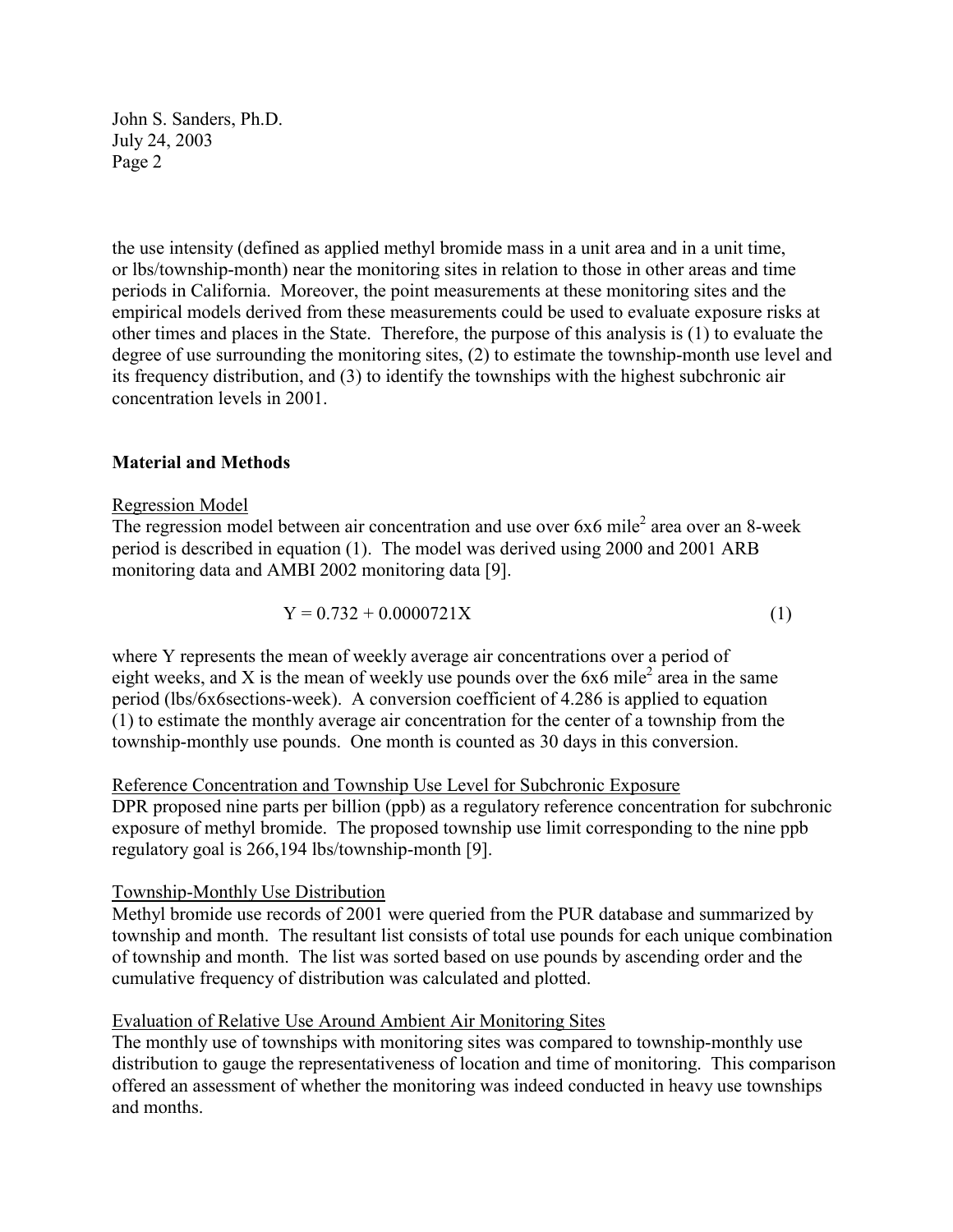the use intensity (defined as applied methyl bromide mass in a unit area and in a unit time, or lbs/township-month) near the monitoring sites in relation to those in other areas and time periods in California. Moreover, the point measurements at these monitoring sites and the empirical models derived from these measurements could be used to evaluate exposure risks at other times and places in the State. Therefore, the purpose of this analysis is (1) to evaluate the degree of use surrounding the monitoring sites, (2) to estimate the township-month use level and its frequency distribution, and (3) to identify the townships with the highest subchronic air concentration levels in 2001.

## Material and Methods

### Regression Model

The regression model between air concentration and use over 6x6 mile$^2$ area over an 8-week period is described in equation (1). The model was derived using 2000 and 2001 ARB monitoring data and AMBI 2002 monitoring data [9].

$$Y = 0.732 + 0.0000721X \tag{1}$$

where Y represents the mean of weekly average air concentrations over a period of eight weeks, and X is the mean of weekly use pounds over the 6x6 mile$^2$ area in the same period (lbs/6x6sections-week). A conversion coefficient of 4.286 is applied to equation (1) to estimate the monthly average air concentration for the center of a township from the township-monthly use pounds. One month is counted as 30 days in this conversion.

### Reference Concentration and Township Use Level for Subchronic Exposure

DPR proposed nine parts per billion (ppb) as a regulatory reference concentration for subchronic exposure of methyl bromide. The proposed township use limit corresponding to the nine ppb regulatory goal is 266,194 lbs/township-month [9].

### Township-Monthly Use Distribution

Methyl bromide use records of 2001 were queried from the PUR database and summarized by township and month. The resultant list consists of total use pounds for each unique combination of township and month. The list was sorted based on use pounds by ascending order and the cumulative frequency of distribution was calculated and plotted.

### Evaluation of Relative Use Around Ambient Air Monitoring Sites

The monthly use of townships with monitoring sites was compared to township-monthly use distribution to gauge the representativeness of location and time of monitoring. This comparison offered an assessment of whether the monitoring was indeed conducted in heavy use townships and months.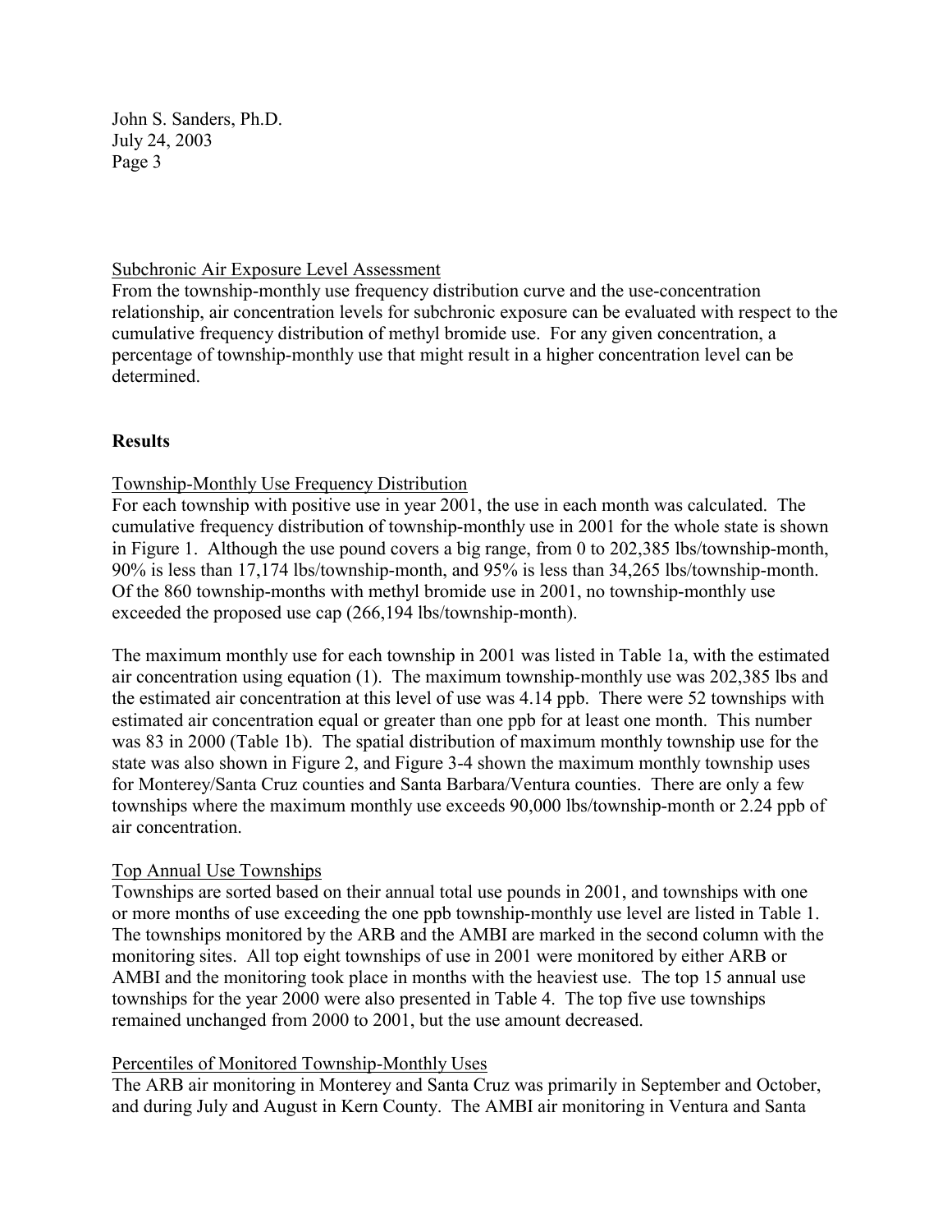Subchronic Air Exposure Level Assessment

From the township-monthly use frequency distribution curve and the use-concentration relationship, air concentration levels for subchronic exposure can be evaluated with respect to the cumulative frequency distribution of methyl bromide use. For any given concentration, a percentage of township-monthly use that might result in a higher concentration level can be determined.

## Results

Township-Monthly Use Frequency Distribution

For each township with positive use in year 2001, the use in each month was calculated. The cumulative frequency distribution of township-monthly use in 2001 for the whole state is shown in Figure 1. Although the use pound covers a big range, from 0 to 202,385 lbs/township-month, 90% is less than 17,174 lbs/township-month, and 95% is less than 34,265 lbs/township-month. Of the 860 township-months with methyl bromide use in 2001, no township-monthly use exceeded the proposed use cap (266,194 lbs/township-month).

The maximum monthly use for each township in 2001 was listed in Table 1a, with the estimated air concentration using equation (1). The maximum township-monthly use was 202,385 lbs and the estimated air concentration at this level of use was 4.14 ppb. There were 52 townships with estimated air concentration equal or greater than one ppb for at least one month. This number was 83 in 2000 (Table 1b). The spatial distribution of maximum monthly township use for the state was also shown in Figure 2, and Figure 3-4 shown the maximum monthly township uses for Monterey/Santa Cruz counties and Santa Barbara/Ventura counties. There are only a few townships where the maximum monthly use exceeds 90,000 lbs/township-month or 2.24 ppb of air concentration.

Top Annual Use Townships

Townships are sorted based on their annual total use pounds in 2001, and townships with one or more months of use exceeding the one ppb township-monthly use level are listed in Table 1. The townships monitored by the ARB and the AMBI are marked in the second column with the monitoring sites. All top eight townships of use in 2001 were monitored by either ARB or AMBI and the monitoring took place in months with the heaviest use. The top 15 annual use townships for the year 2000 were also presented in Table 4. The top five use townships remained unchanged from 2000 to 2001, but the use amount decreased.

Percentiles of Monitored Township-Monthly Uses

The ARB air monitoring in Monterey and Santa Cruz was primarily in September and October, and during July and August in Kern County. The AMBI air monitoring in Ventura and Santa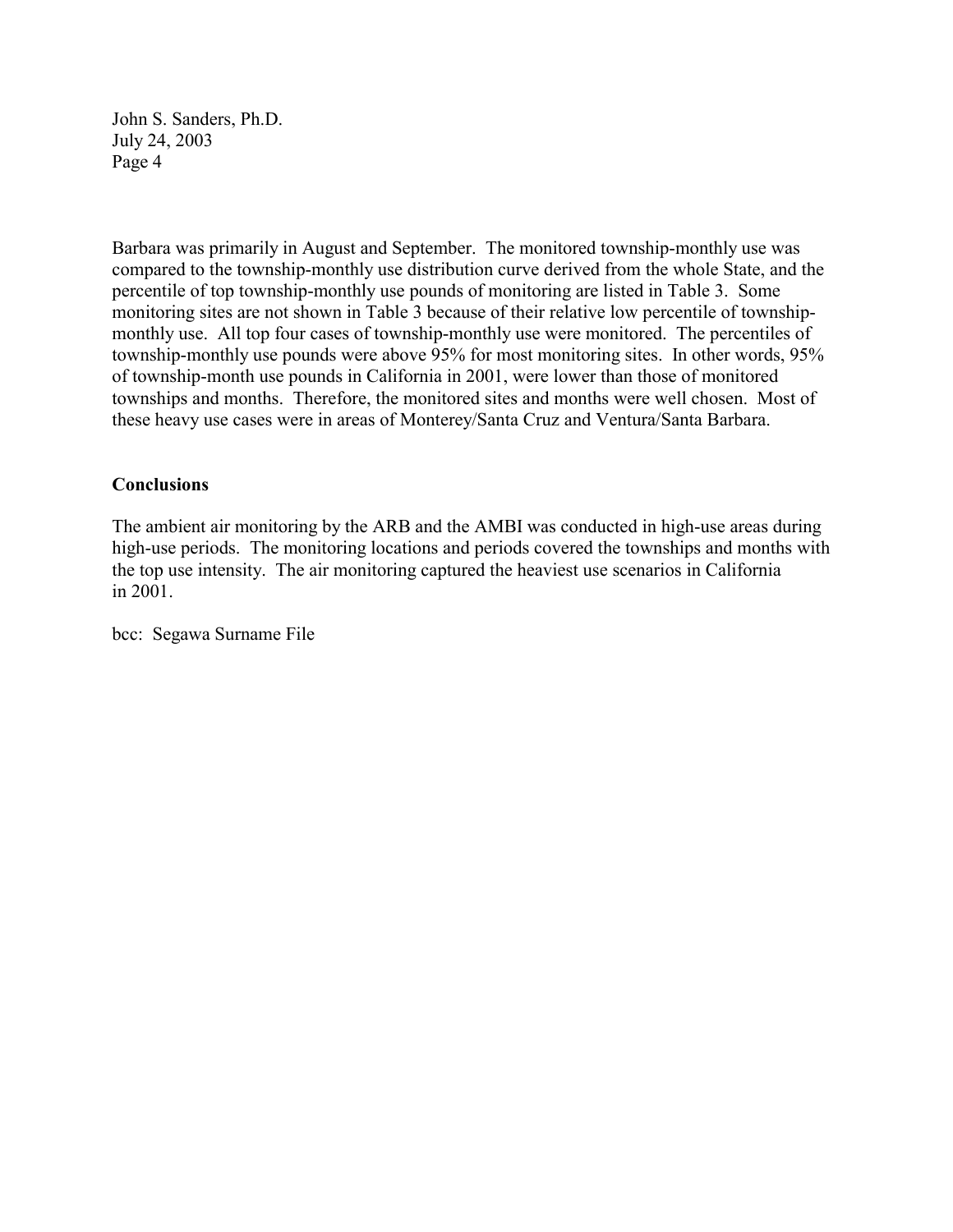Barbara was primarily in August and September. The monitored township-monthly use was compared to the township-monthly use distribution curve derived from the whole State, and the percentile of top township-monthly use pounds of monitoring are listed in Table 3. Some monitoring sites are not shown in Table 3 because of their relative low percentile of township-monthly use. All top four cases of township-monthly use were monitored. The percentiles of township-monthly use pounds were above 95% for most monitoring sites. In other words, 95% of township-month use pounds in California in 2001, were lower than those of monitored townships and months. Therefore, the monitored sites and months were well chosen. Most of these heavy use cases were in areas of Monterey/Santa Cruz and Ventura/Santa Barbara.

**Conclusions**

The ambient air monitoring by the ARB and the AMBI was conducted in high-use areas during high-use periods. The monitoring locations and periods covered the townships and months with the top use intensity. The air monitoring captured the heaviest use scenarios in California in 2001.

bcc: Segawa Surname File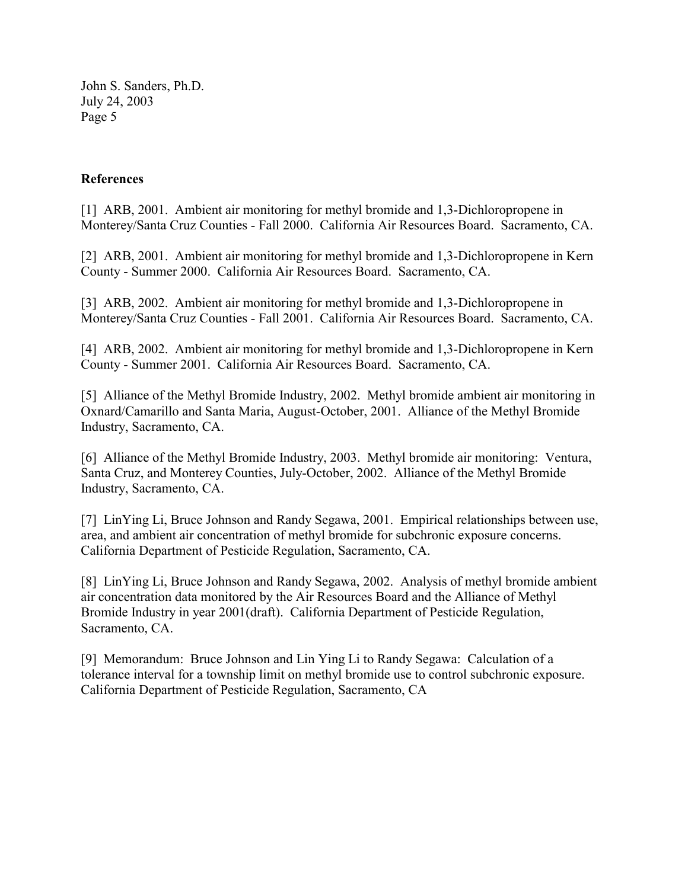**References**

[1] ARB, 2001. Ambient air monitoring for methyl bromide and 1,3-Dichloropropene in Monterey/Santa Cruz Counties - Fall 2000. California Air Resources Board. Sacramento, CA.

[2] ARB, 2001. Ambient air monitoring for methyl bromide and 1,3-Dichloropropene in Kern County - Summer 2000. California Air Resources Board. Sacramento, CA.

[3] ARB, 2002. Ambient air monitoring for methyl bromide and 1,3-Dichloropropene in Monterey/Santa Cruz Counties - Fall 2001. California Air Resources Board. Sacramento, CA.

[4] ARB, 2002. Ambient air monitoring for methyl bromide and 1,3-Dichloropropene in Kern County - Summer 2001. California Air Resources Board. Sacramento, CA.

[5] Alliance of the Methyl Bromide Industry, 2002. Methyl bromide ambient air monitoring in Oxnard/Camarillo and Santa Maria, August-October, 2001. Alliance of the Methyl Bromide Industry, Sacramento, CA.

[6] Alliance of the Methyl Bromide Industry, 2003. Methyl bromide air monitoring: Ventura, Santa Cruz, and Monterey Counties, July-October, 2002. Alliance of the Methyl Bromide Industry, Sacramento, CA.

[7] LinYing Li, Bruce Johnson and Randy Segawa, 2001. Empirical relationships between use, area, and ambient air concentration of methyl bromide for subchronic exposure concerns. California Department of Pesticide Regulation, Sacramento, CA.

[8] LinYing Li, Bruce Johnson and Randy Segawa, 2002. Analysis of methyl bromide ambient air concentration data monitored by the Air Resources Board and the Alliance of Methyl Bromide Industry in year 2001(draft). California Department of Pesticide Regulation, Sacramento, CA.

[9] Memorandum: Bruce Johnson and Lin Ying Li to Randy Segawa: Calculation of a tolerance interval for a township limit on methyl bromide use to control subchronic exposure. California Department of Pesticide Regulation, Sacramento, CA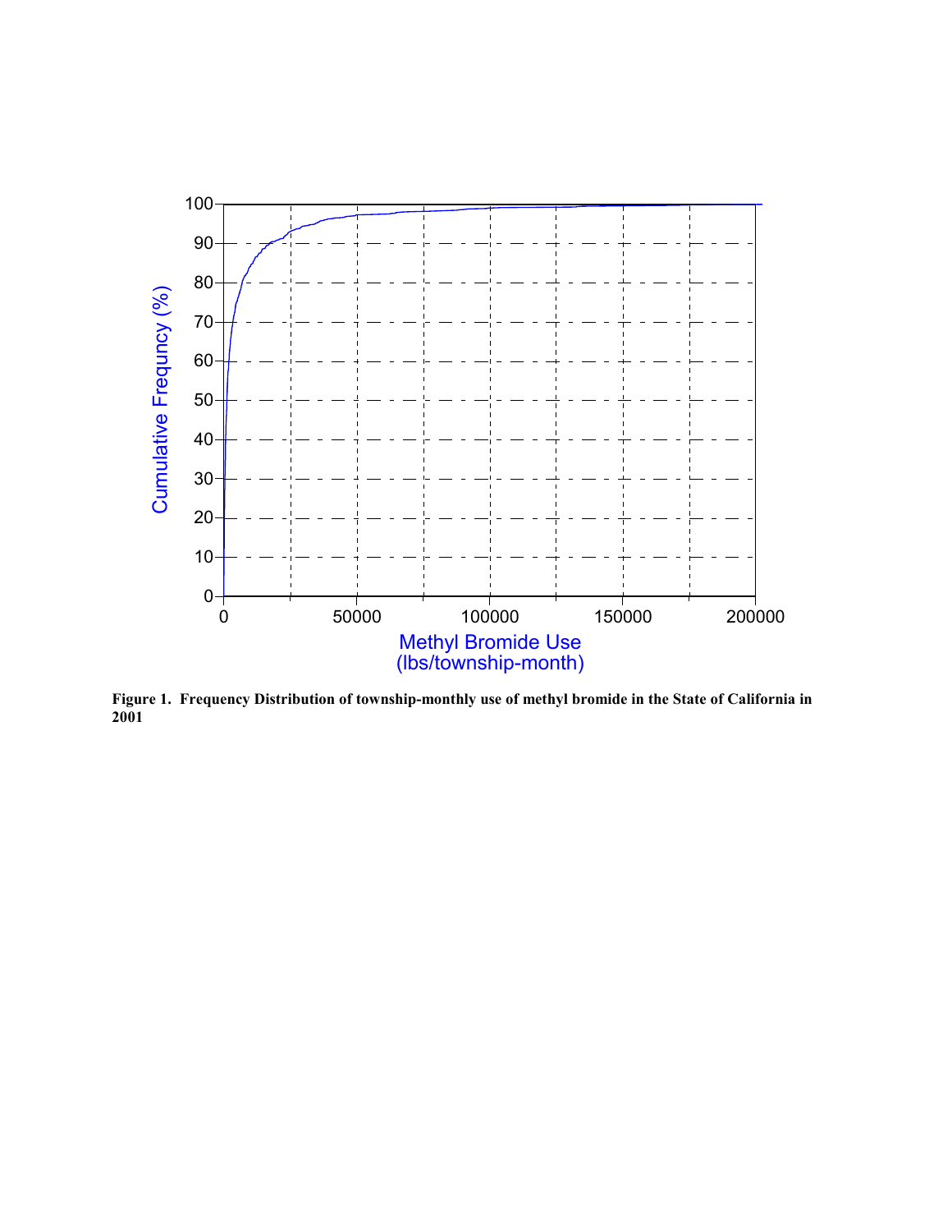**Figure 1. Frequency Distribution of township-monthly use of methyl bromide in the State of California in 2001**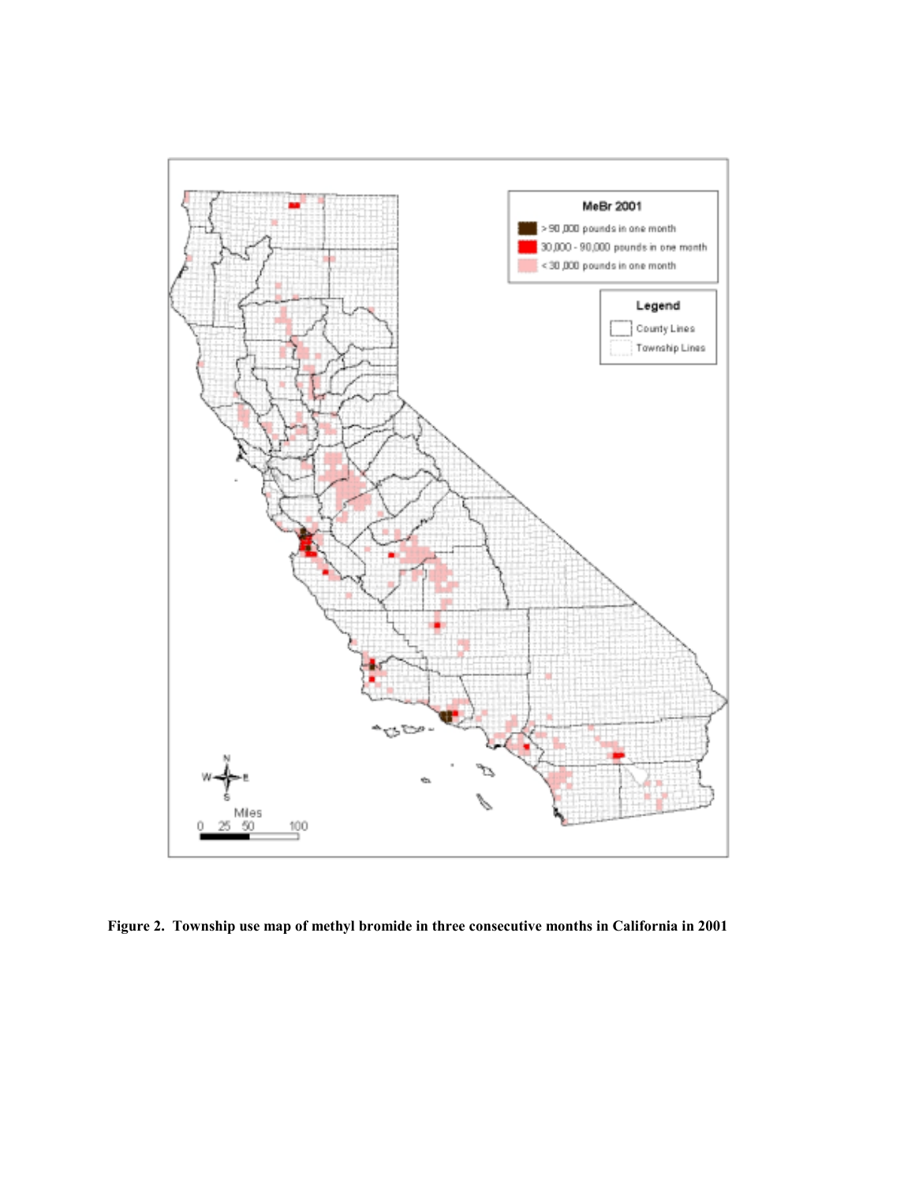**Figure 2. Township use map of methyl bromide in three consecutive months in California in 2001**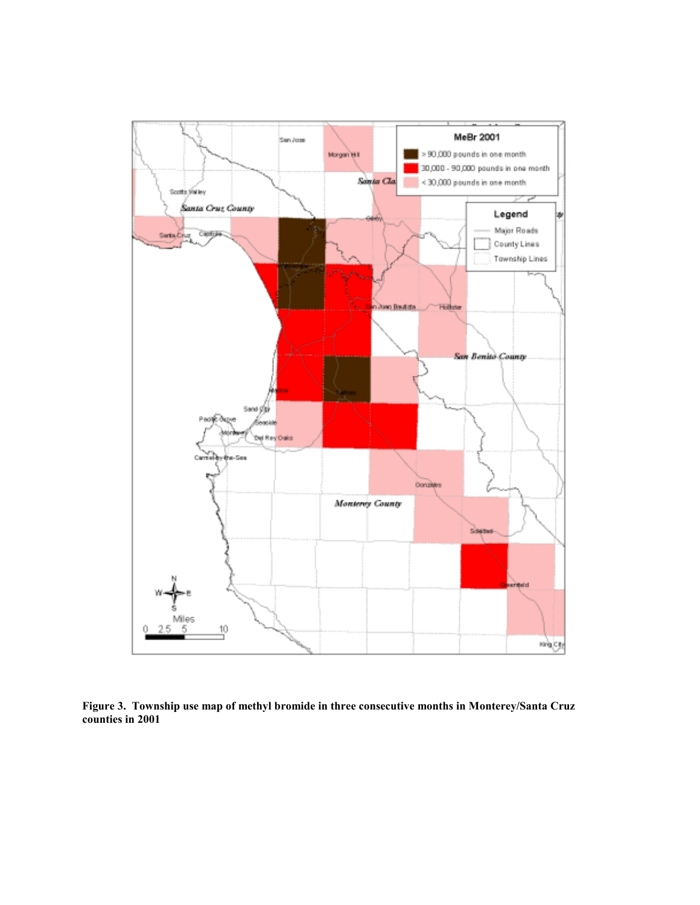**Figure 3. Township use map of methyl bromide in three consecutive months in Monterey/Santa Cruz counties in 2001**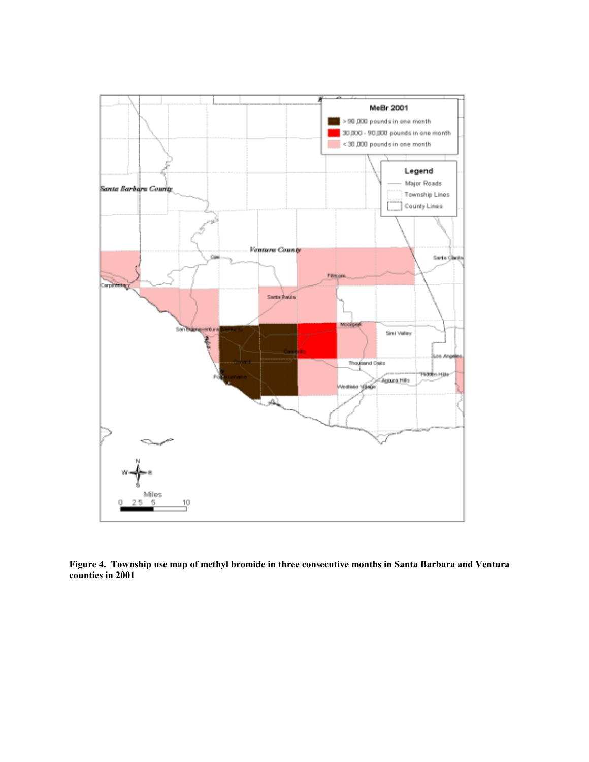**Figure 4. Township use map of methyl bromide in three consecutive months in Santa Barbara and Ventura counties in 2001**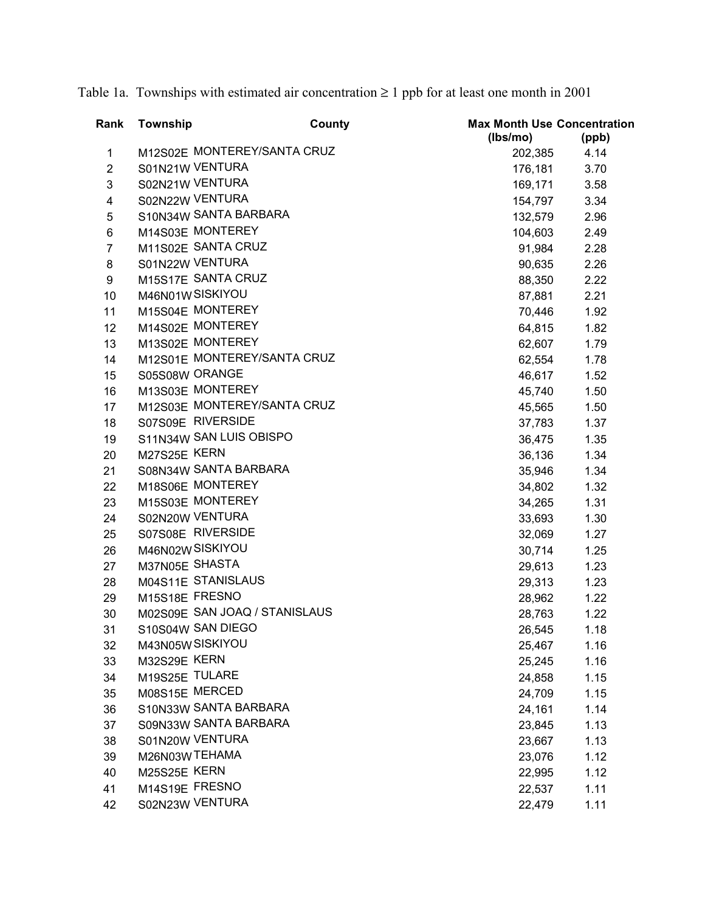Table 1a. Townships with estimated air concentration ≥ 1 ppb for at least one month in 2001

| Rank | Township | County | Max Month Use (lbs/mo) | Concentration (ppb) |
|---|---|---|---|---|
| 1 | M12S02E | MONTEREY/SANTA CRUZ | 202,385 | 4.14 |
| 2 | S01N21W | VENTURA | 176,181 | 3.70 |
| 3 | S02N21W | VENTURA | 169,171 | 3.58 |
| 4 | S02N22W | VENTURA | 154,797 | 3.34 |
| 5 | S10N34W | SANTA BARBARA | 132,579 | 2.96 |
| 6 | M14S03E | MONTEREY | 104,603 | 2.49 |
| 7 | M11S02E | SANTA CRUZ | 91,984 | 2.28 |
| 8 | S01N22W | VENTURA | 90,635 | 2.26 |
| 9 | M15S17E | SANTA CRUZ | 88,350 | 2.22 |
| 10 | M46N01W | SISKIYOU | 87,881 | 2.21 |
| 11 | M15S04E | MONTEREY | 70,446 | 1.92 |
| 12 | M14S02E | MONTEREY | 64,815 | 1.82 |
| 13 | M13S02E | MONTEREY | 62,607 | 1.79 |
| 14 | M12S01E | MONTEREY/SANTA CRUZ | 62,554 | 1.78 |
| 15 | S05S08W | ORANGE | 46,617 | 1.52 |
| 16 | M13S03E | MONTEREY | 45,740 | 1.50 |
| 17 | M12S03E | MONTEREY/SANTA CRUZ | 45,565 | 1.50 |
| 18 | S07S09E | RIVERSIDE | 37,783 | 1.37 |
| 19 | S11N34W | SAN LUIS OBISPO | 36,475 | 1.35 |
| 20 | M27S25E | KERN | 36,136 | 1.34 |
| 21 | S08N34W | SANTA BARBARA | 35,946 | 1.34 |
| 22 | M18S06E | MONTEREY | 34,802 | 1.32 |
| 23 | M15S03E | MONTEREY | 34,265 | 1.31 |
| 24 | S02N20W | VENTURA | 33,693 | 1.30 |
| 25 | S07S08E | RIVERSIDE | 32,069 | 1.27 |
| 26 | M46N02W | SISKIYOU | 30,714 | 1.25 |
| 27 | M37N05E | SHASTA | 29,613 | 1.23 |
| 28 | M04S11E | STANISLAUS | 29,313 | 1.23 |
| 29 | M15S18E | FRESNO | 28,962 | 1.22 |
| 30 | M02S09E | SAN JOAQ / STANISLAUS | 28,763 | 1.22 |
| 31 | S10S04W | SAN DIEGO | 26,545 | 1.18 |
| 32 | M43N05W | SISKIYOU | 25,467 | 1.16 |
| 33 | M32S29E | KERN | 25,245 | 1.16 |
| 34 | M19S25E | TULARE | 24,858 | 1.15 |
| 35 | M08S15E | MERCED | 24,709 | 1.15 |
| 36 | S10N33W | SANTA BARBARA | 24,161 | 1.14 |
| 37 | S09N33W | SANTA BARBARA | 23,845 | 1.13 |
| 38 | S01N20W | VENTURA | 23,667 | 1.13 |
| 39 | M26N03W | TEHAMA | 23,076 | 1.12 |
| 40 | M25S25E | KERN | 22,995 | 1.12 |
| 41 | M14S19E | FRESNO | 22,537 | 1.11 |
| 42 | S02N23W | VENTURA | 22,479 | 1.11 |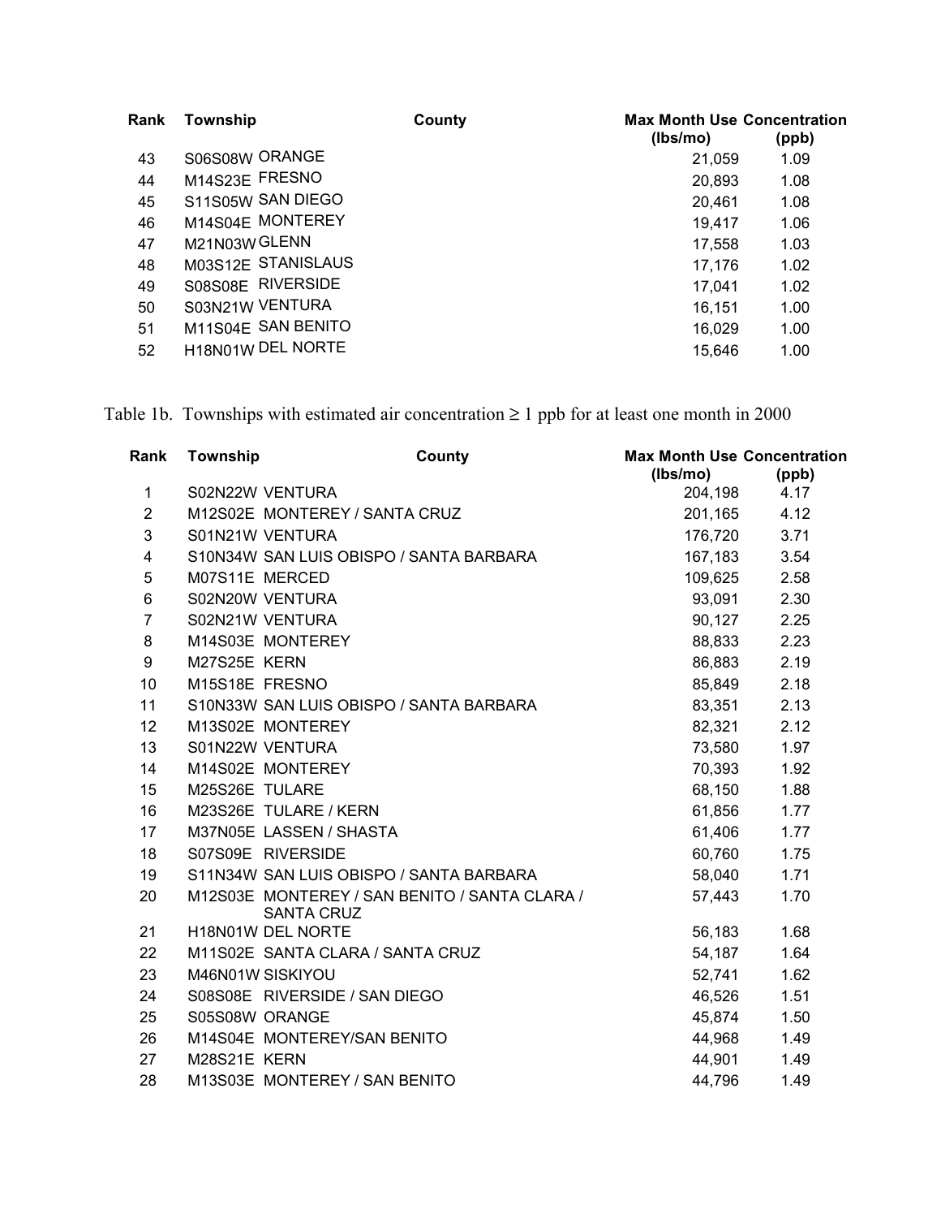| Rank | Township | County | Max Month Use (lbs/mo) | Concentration (ppb) |
|---|---|---|---|---|
| 43 | S06S08W | ORANGE | 21,059 | 1.09 |
| 44 | M14S23E | FRESNO | 20,893 | 1.08 |
| 45 | S11S05W | SAN DIEGO | 20,461 | 1.08 |
| 46 | M14S04E | MONTEREY | 19,417 | 1.06 |
| 47 | M21N03W | GLENN | 17,558 | 1.03 |
| 48 | M03S12E | STANISLAUS | 17,176 | 1.02 |
| 49 | S08S08E | RIVERSIDE | 17,041 | 1.02 |
| 50 | S03N21W | VENTURA | 16,151 | 1.00 |
| 51 | M11S04E | SAN BENITO | 16,029 | 1.00 |
| 52 | H18N01W | DEL NORTE | 15,646 | 1.00 |

Table 1b. Townships with estimated air concentration ≥ 1 ppb for at least one month in 2000

| Rank | Township | County | Max Month Use (lbs/mo) | Concentration (ppb) |
|---|---|---|---|---|
| 1 | S02N22W | VENTURA | 204,198 | 4.17 |
| 2 | M12S02E | MONTEREY / SANTA CRUZ | 201,165 | 4.12 |
| 3 | S01N21W | VENTURA | 176,720 | 3.71 |
| 4 | S10N34W | SAN LUIS OBISPO / SANTA BARBARA | 167,183 | 3.54 |
| 5 | M07S11E | MERCED | 109,625 | 2.58 |
| 6 | S02N20W | VENTURA | 93,091 | 2.30 |
| 7 | S02N21W | VENTURA | 90,127 | 2.25 |
| 8 | M14S03E | MONTEREY | 88,833 | 2.23 |
| 9 | M27S25E | KERN | 86,883 | 2.19 |
| 10 | M15S18E | FRESNO | 85,849 | 2.18 |
| 11 | S10N33W | SAN LUIS OBISPO / SANTA BARBARA | 83,351 | 2.13 |
| 12 | M13S02E | MONTEREY | 82,321 | 2.12 |
| 13 | S01N22W | VENTURA | 73,580 | 1.97 |
| 14 | M14S02E | MONTEREY | 70,393 | 1.92 |
| 15 | M25S26E | TULARE | 68,150 | 1.88 |
| 16 | M23S26E | TULARE / KERN | 61,856 | 1.77 |
| 17 | M37N05E | LASSEN / SHASTA | 61,406 | 1.77 |
| 18 | S07S09E | RIVERSIDE | 60,760 | 1.75 |
| 19 | S11N34W | SAN LUIS OBISPO / SANTA BARBARA | 58,040 | 1.71 |
| 20 | M12S03E | MONTEREY / SAN BENITO / SANTA CLARA / SANTA CRUZ | 57,443 | 1.70 |
| 21 | H18N01W | DEL NORTE | 56,183 | 1.68 |
| 22 | M11S02E | SANTA CLARA / SANTA CRUZ | 54,187 | 1.64 |
| 23 | M46N01W | SISKIYOU | 52,741 | 1.62 |
| 24 | S08S08E | RIVERSIDE / SAN DIEGO | 46,526 | 1.51 |
| 25 | S05S08W | ORANGE | 45,874 | 1.50 |
| 26 | M14S04E | MONTEREY/SAN BENITO | 44,968 | 1.49 |
| 27 | M28S21E | KERN | 44,901 | 1.49 |
| 28 | M13S03E | MONTEREY / SAN BENITO | 44,796 | 1.49 |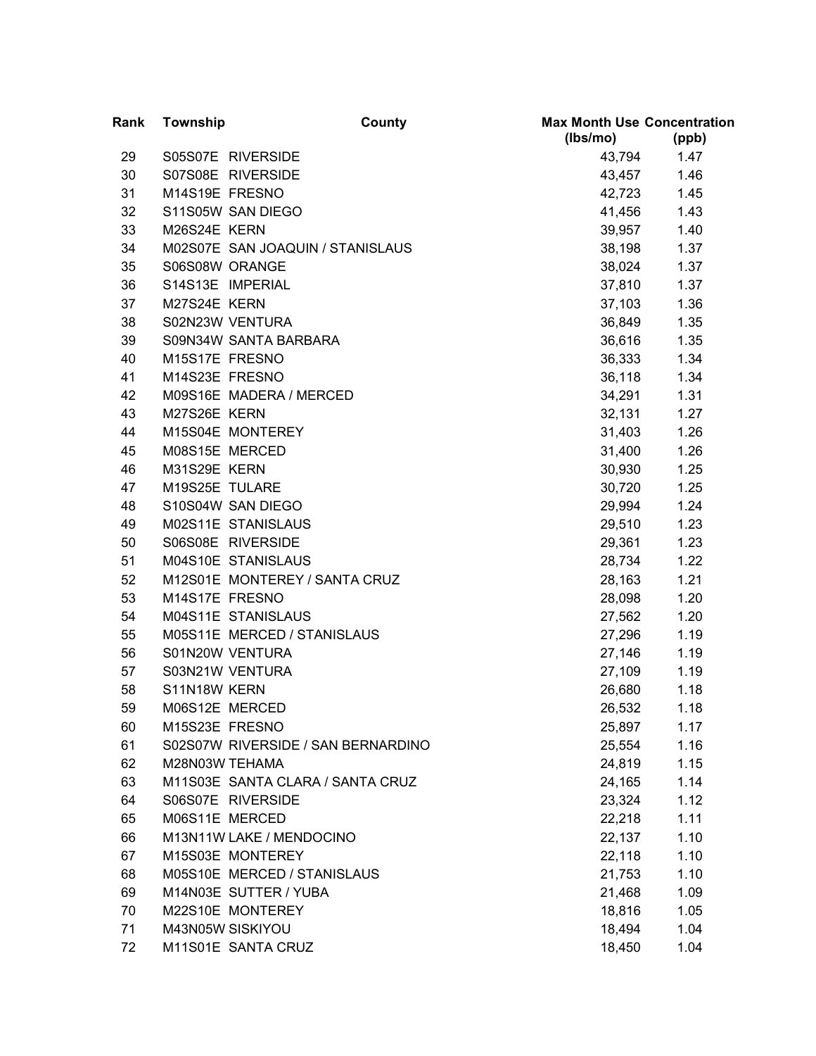| Rank | Township | County | Max Month Use (lbs/mo) | Concentration (ppb) |
|---|---|---|---|---|
| 29 | S05S07E | RIVERSIDE | 43,794 | 1.47 |
| 30 | S07S08E | RIVERSIDE | 43,457 | 1.46 |
| 31 | M14S19E | FRESNO | 42,723 | 1.45 |
| 32 | S11S05W | SAN DIEGO | 41,456 | 1.43 |
| 33 | M26S24E | KERN | 39,957 | 1.40 |
| 34 | M02S07E | SAN JOAQUIN / STANISLAUS | 38,198 | 1.37 |
| 35 | S06S08W | ORANGE | 38,024 | 1.37 |
| 36 | S14S13E | IMPERIAL | 37,810 | 1.37 |
| 37 | M27S24E | KERN | 37,103 | 1.36 |
| 38 | S02N23W | VENTURA | 36,849 | 1.35 |
| 39 | S09N34W | SANTA BARBARA | 36,616 | 1.35 |
| 40 | M15S17E | FRESNO | 36,333 | 1.34 |
| 41 | M14S23E | FRESNO | 36,118 | 1.34 |
| 42 | M09S16E | MADERA / MERCED | 34,291 | 1.31 |
| 43 | M27S26E | KERN | 32,131 | 1.27 |
| 44 | M15S04E | MONTEREY | 31,403 | 1.26 |
| 45 | M08S15E | MERCED | 31,400 | 1.26 |
| 46 | M31S29E | KERN | 30,930 | 1.25 |
| 47 | M19S25E | TULARE | 30,720 | 1.25 |
| 48 | S10S04W | SAN DIEGO | 29,994 | 1.24 |
| 49 | M02S11E | STANISLAUS | 29,510 | 1.23 |
| 50 | S06S08E | RIVERSIDE | 29,361 | 1.23 |
| 51 | M04S10E | STANISLAUS | 28,734 | 1.22 |
| 52 | M12S01E | MONTEREY / SANTA CRUZ | 28,163 | 1.21 |
| 53 | M14S17E | FRESNO | 28,098 | 1.20 |
| 54 | M04S11E | STANISLAUS | 27,562 | 1.20 |
| 55 | M05S11E | MERCED / STANISLAUS | 27,296 | 1.19 |
| 56 | S01N20W | VENTURA | 27,146 | 1.19 |
| 57 | S03N21W | VENTURA | 27,109 | 1.19 |
| 58 | S11N18W | KERN | 26,680 | 1.18 |
| 59 | M06S12E | MERCED | 26,532 | 1.18 |
| 60 | M15S23E | FRESNO | 25,897 | 1.17 |
| 61 | S02S07W | RIVERSIDE / SAN BERNARDINO | 25,554 | 1.16 |
| 62 | M28N03W | TEHAMA | 24,819 | 1.15 |
| 63 | M11S03E | SANTA CLARA / SANTA CRUZ | 24,165 | 1.14 |
| 64 | S06S07E | RIVERSIDE | 23,324 | 1.12 |
| 65 | M06S11E | MERCED | 22,218 | 1.11 |
| 66 | M13N11W | LAKE / MENDOCINO | 22,137 | 1.10 |
| 67 | M15S03E | MONTEREY | 22,118 | 1.10 |
| 68 | M05S10E | MERCED / STANISLAUS | 21,753 | 1.10 |
| 69 | M14N03E | SUTTER / YUBA | 21,468 | 1.09 |
| 70 | M22S10E | MONTEREY | 18,816 | 1.05 |
| 71 | M43N05W | SISKIYOU | 18,494 | 1.04 |
| 72 | M11S01E | SANTA CRUZ | 18,450 | 1.04 |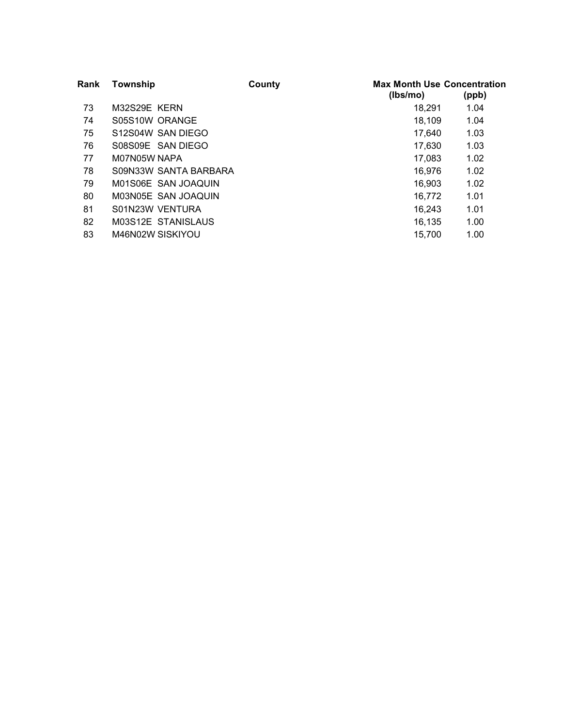| Rank | Township | County | Max Month Use (lbs/mo) | Concentration (ppb) |
| --- | --- | --- | --- | --- |
| 73 | M32S29E | KERN | 18,291 | 1.04 |
| 74 | S05S10W | ORANGE | 18,109 | 1.04 |
| 75 | S12S04W | SAN DIEGO | 17,640 | 1.03 |
| 76 | S08S09E | SAN DIEGO | 17,630 | 1.03 |
| 77 | M07N05W | NAPA | 17,083 | 1.02 |
| 78 | S09N33W | SANTA BARBARA | 16,976 | 1.02 |
| 79 | M01S06E | SAN JOAQUIN | 16,903 | 1.02 |
| 80 | M03N05E | SAN JOAQUIN | 16,772 | 1.01 |
| 81 | S01N23W | VENTURA | 16,243 | 1.01 |
| 82 | M03S12E | STANISLAUS | 16,135 | 1.00 |
| 83 | M46N02W | SISKIYOU | 15,700 | 1.00 |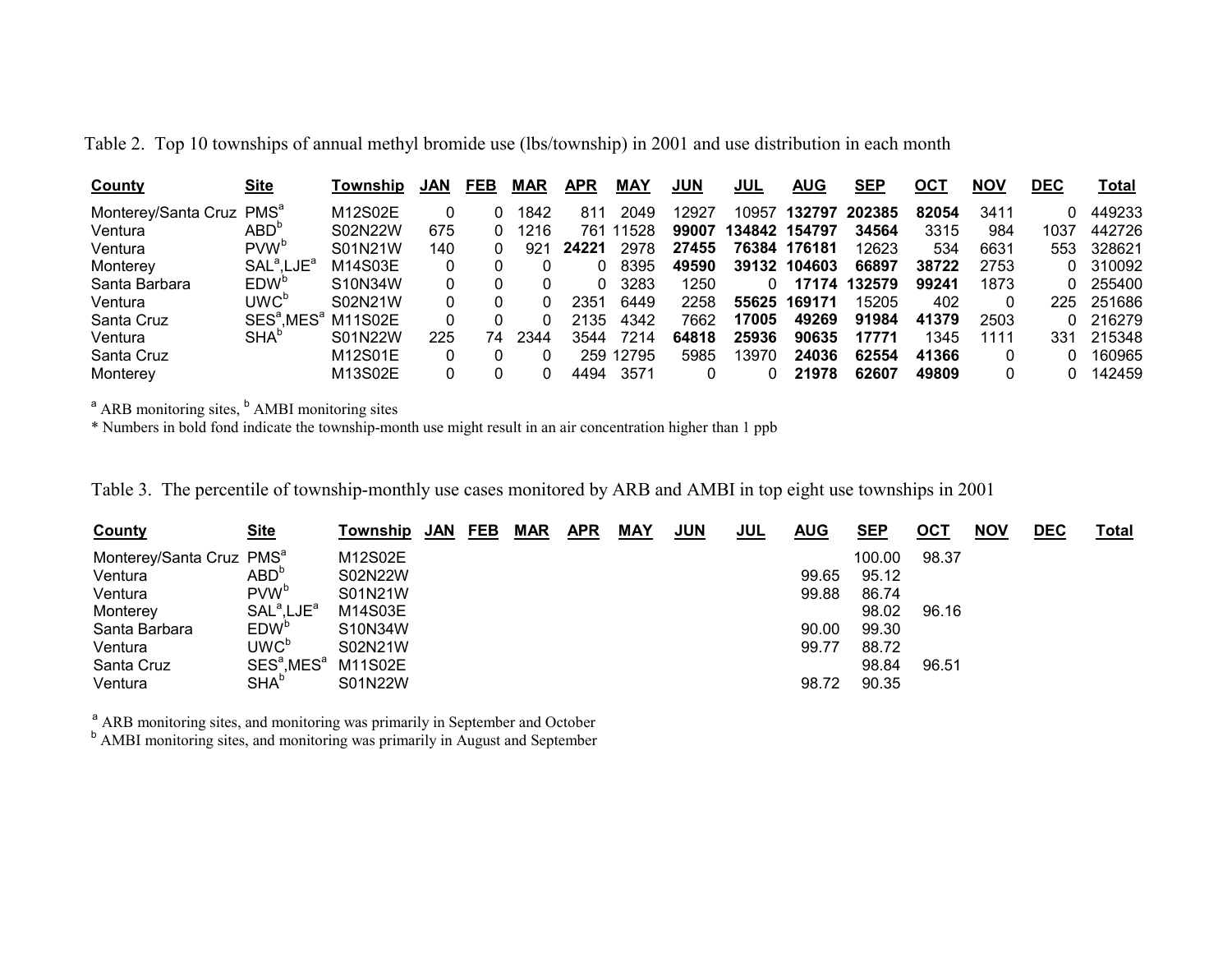Table 2. Top 10 townships of annual methyl bromide use (lbs/township) in 2001 and use distribution in each month

| County | Site | Township | JAN | FEB | MAR | APR | MAY | JUN | JUL | AUG | SEP | OCT | NOV | DEC | Total |
|---|---|---|---|---|---|---|---|---|---|---|---|---|---|---|---|
| Monterey/Santa Cruz | PMS[a] | M12S02E | 0 | 0 | 1842 | 811 | 2049 | 12927 | 10957 | **132797** | **202385** | **82054** | 3411 | 0 | 449233 |
| Ventura | ABD[b] | S02N22W | 675 | 0 | 1216 | 761 | 11528 | **99007** | **134842** | **154797** | **34564** | 3315 | 984 | 1037 | 442726 |
| Ventura | PVW[b] | S01N21W | 140 | 0 | 921 | **24221** | 2978 | **27455** | **76384** | **176181** | 12623 | 534 | 6631 | 553 | 328621 |
| Monterey | SAL[a],LJE[a] | M14S03E | 0 | 0 | 0 | 0 | 8395 | **49590** | **39132** | **104603** | **66897** | **38722** | 2753 | 0 | 310092 |
| Santa Barbara | EDW[b] | S10N34W | 0 | 0 | 0 | 0 | 3283 | 1250 | 0 | **17174** | **132579** | **99241** | 1873 | 0 | 255400 |
| Ventura | UWC[b] | S02N21W | 0 | 0 | 0 | 2351 | 6449 | 2258 | **55625** | **169171** | 15205 | 402 | 0 | 225 | 251686 |
| Santa Cruz | SES[a],MES[a] | M11S02E | 0 | 0 | 0 | 2135 | 4342 | 7662 | **17005** | **49269** | **91984** | **41379** | 2503 | 0 | 216279 |
| Ventura | SHA[b] | S01N22W | 225 | 74 | 2344 | 3544 | 7214 | **64818** | **25936** | **90635** | **17771** | 1345 | 1111 | 331 | 215348 |
| Santa Cruz | | M12S01E | 0 | 0 | 0 | 259 | 12795 | 5985 | 13970 | **24036** | **62554** | **41366** | 0 | 0 | 160965 |
| Monterey | | M13S02E | 0 | 0 | 0 | 4494 | 3571 | 0 | 0 | **21978** | **62607** | **49809** | 0 | 0 | 142459 |

[a] ARB monitoring sites, [b] AMBI monitoring sites

* Numbers in bold fond indicate the township-month use might result in an air concentration higher than 1 ppb

Table 3. The percentile of township-monthly use cases monitored by ARB and AMBI in top eight use townships in 2001

| County | Site | Township | JAN | FEB | MAR | APR | MAY | JUN | JUL | AUG | SEP | OCT | NOV | DEC | Total |
|---|---|---|---|---|---|---|---|---|---|---|---|---|---|---|---|
| Monterey/Santa Cruz | PMS[a] | M12S02E | | | | | | | | | 100.00 | 98.37 | | | |
| Ventura | ABD[b] | S02N22W | | | | | | | | 99.65 | 95.12 | | | | |
| Ventura | PVW[b] | S01N21W | | | | | | | | 99.88 | 86.74 | | | | |
| Monterey | SAL[a],LJE[a] | M14S03E | | | | | | | | | 98.02 | 96.16 | | | |
| Santa Barbara | EDW[b] | S10N34W | | | | | | | | 90.00 | 99.30 | | | | |
| Ventura | UWC[b] | S02N21W | | | | | | | | 99.77 | 88.72 | | | | |
| Santa Cruz | SES[a],MES[a] | M11S02E | | | | | | | | | 98.84 | 96.51 | | | |
| Ventura | SHA[b] | S01N22W | | | | | | | | 98.72 | 90.35 | | | | |

[a] ARB monitoring sites, and monitoring was primarily in September and October

[b] AMBI monitoring sites, and monitoring was primarily in August and September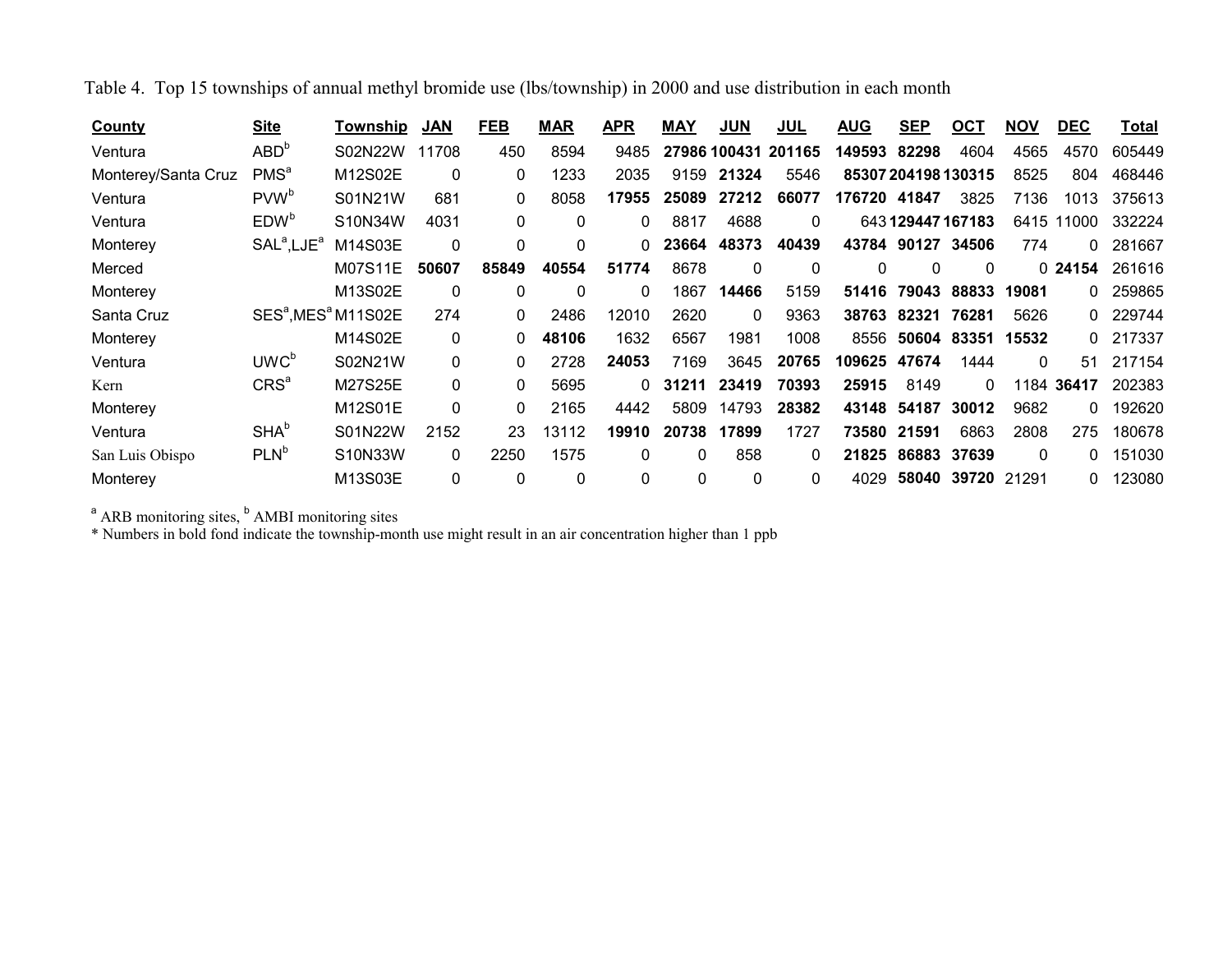Table 4. Top 15 townships of annual methyl bromide use (lbs/township) in 2000 and use distribution in each month

| County | Site | Township | JAN | FEB | MAR | APR | MAY | JUN | JUL | AUG | SEP | OCT | NOV | DEC | Total |
|---|---|---|---|---|---|---|---|---|---|---|---|---|---|---|---|
| Ventura | ABD[b] | S02N22W | 11708 | 450 | 8594 | 9485 | **27986** | **100431** | **201165** | **149593** | **82298** | 4604 | 4565 | 4570 | 605449 |
| Monterey/Santa Cruz | PMS[a] | M12S02E | 0 | 0 | 1233 | 2035 | 9159 | **21324** | 5546 | **85307** | **204198** | **130315** | 8525 | 804 | 468446 |
| Ventura | PVW[b] | S01N21W | 681 | 0 | 8058 | **17955** | **25089** | **27212** | **66077** | **176720** | **41847** | 3825 | 7136 | 1013 | 375613 |
| Ventura | EDW[b] | S10N34W | 4031 | 0 | 0 | 0 | 8817 | 4688 | 0 | 643 | **129447** | **167183** | 6415 | 11000 | 332224 |
| Monterey | SAL[a],LJE[a] | M14S03E | 0 | 0 | 0 | 0 | **23664** | **48373** | **40439** | **43784** | **90127** | **34506** | 774 | 0 | 281667 |
| Merced | | M07S11E | **50607** | **85849** | **40554** | **51774** | 8678 | 0 | 0 | 0 | 0 | 0 | 0 | **24154** | 261616 |
| Monterey | | M13S02E | 0 | 0 | 0 | 0 | 1867 | **14466** | 5159 | **51416** | **79043** | **88833** | **19081** | 0 | 259865 |
| Santa Cruz | SES[a],MES[a] | M11S02E | 274 | 0 | 2486 | 12010 | 2620 | 0 | 9363 | **38763** | **82321** | **76281** | 5626 | 0 | 229744 |
| Monterey | | M14S02E | 0 | 0 | **48106** | 1632 | 6567 | 1981 | 1008 | 8556 | **50604** | **83351** | **15532** | 0 | 217337 |
| Ventura | UWC[b] | S02N21W | 0 | 0 | 2728 | **24053** | 7169 | 3645 | **20765** | **109625** | **47674** | 1444 | 0 | 51 | 217154 |
| Kern | CRS[a] | M27S25E | 0 | 0 | 5695 | 0 | **31211** | **23419** | **70393** | **25915** | 8149 | 0 | 1184 | **36417** | 202383 |
| Monterey | | M12S01E | 0 | 0 | 2165 | 4442 | 5809 | 14793 | **28382** | **43148** | **54187** | **30012** | 9682 | 0 | 192620 |
| Ventura | SHA[b] | S01N22W | 2152 | 23 | 13112 | **19910** | **20738** | **17899** | 1727 | **73580** | **21591** | 6863 | 2808 | 275 | 180678 |
| San Luis Obispo | PLN[b] | S10N33W | 0 | 2250 | 1575 | 0 | 0 | 858 | 0 | **21825** | **86883** | **37639** | 0 | 0 | 151030 |
| Monterey | | M13S03E | 0 | 0 | 0 | 0 | 0 | 0 | 0 | 4029 | **58040** | **39720** | 21291 | 0 | 123080 |

[a] ARB monitoring sites, [b] AMBI monitoring sites

* Numbers in bold fond indicate the township-month use might result in an air concentration higher than 1 ppb